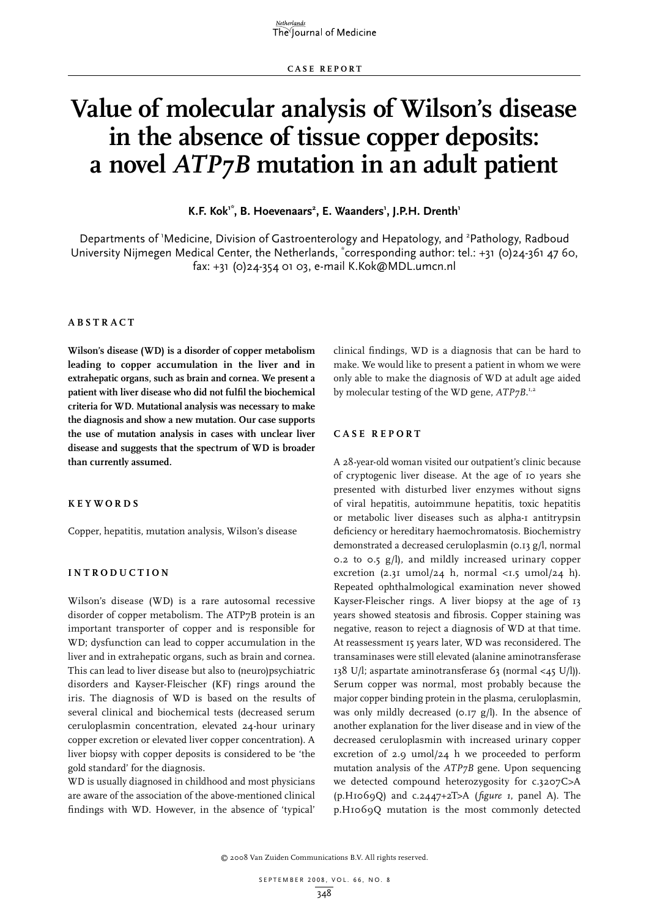CASE REPORT

# Value of molecular analysis of Wilson's disease in the absence of tissue copper deposits: a novel *ATP7B* mutation in an adult patient

**K.F. Kok[1*], B. Hoevenaars[2], E. Waanders[1], J.P.H. Drenth[1]**

Departments of [1]Medicine, Division of Gastroenterology and Hepatology, and [2]Pathology, Radboud University Nijmegen Medical Center, the Netherlands, *corresponding author: tel.: +31 (0)24-361 47 60, fax: +31 (0)24-354 01 03, e-mail K.Kok@MDL.umcn.nl

## ABSTRACT

**Wilson's disease (WD) is a disorder of copper metabolism leading to copper accumulation in the liver and in extrahepatic organs, such as brain and cornea. We present a patient with liver disease who did not fulfil the biochemical criteria for WD. Mutational analysis was necessary to make the diagnosis and show a new mutation. Our case supports the use of mutation analysis in cases with unclear liver disease and suggests that the spectrum of WD is broader than currently assumed.**

## KEYWORDS

Copper, hepatitis, mutation analysis, Wilson's disease

## INTRODUCTION

Wilson's disease (WD) is a rare autosomal recessive disorder of copper metabolism. The ATP7B protein is an important transporter of copper and is responsible for WD; dysfunction can lead to copper accumulation in the liver and in extrahepatic organs, such as brain and cornea. This can lead to liver disease but also to (neuro)psychiatric disorders and Kayser-Fleischer (KF) rings around the iris. The diagnosis of WD is based on the results of several clinical and biochemical tests (decreased serum ceruloplasmin concentration, elevated 24-hour urinary copper excretion or elevated liver copper concentration). A liver biopsy with copper deposits is considered to be 'the gold standard' for the diagnosis.

WD is usually diagnosed in childhood and most physicians are aware of the association of the above-mentioned clinical findings with WD. However, in the absence of 'typical' clinical findings, WD is a diagnosis that can be hard to make. We would like to present a patient in whom we were only able to make the diagnosis of WD at adult age aided by molecular testing of the WD gene, *ATP7B*.[1,2]

## CASE REPORT

A 28-year-old woman visited our outpatient's clinic because of cryptogenic liver disease. At the age of 10 years she presented with disturbed liver enzymes without signs of viral hepatitis, autoimmune hepatitis, toxic hepatitis or metabolic liver diseases such as alpha-1 antitrypsin deficiency or hereditary haemochromatosis. Biochemistry demonstrated a decreased ceruloplasmin (0.13 g/l, normal 0.2 to 0.5 g/l), and mildly increased urinary copper excretion (2.31 umol/24 h, normal <1.5 umol/24 h). Repeated ophthalmological examination never showed Kayser-Fleischer rings. A liver biopsy at the age of 13 years showed steatosis and fibrosis. Copper staining was negative, reason to reject a diagnosis of WD at that time. At reassessment 15 years later, WD was reconsidered. The transaminases were still elevated (alanine aminotransferase 138 U/l; aspartate aminotransferase 63 (normal <45 U/l)). Serum copper was normal, most probably because the major copper binding protein in the plasma, ceruloplasmin, was only mildly decreased (0.17 g/l). In the absence of another explanation for the liver disease and in view of the decreased ceruloplasmin with increased urinary copper excretion of 2.9 umol/24 h we proceeded to perform mutation analysis of the *ATP7B* gene. Upon sequencing we detected compound heterozygosity for c.3207C>A (p.H1069Q) and c.2447+2T>A (*figure 1*, panel A). The p.H1069Q mutation is the most commonly detected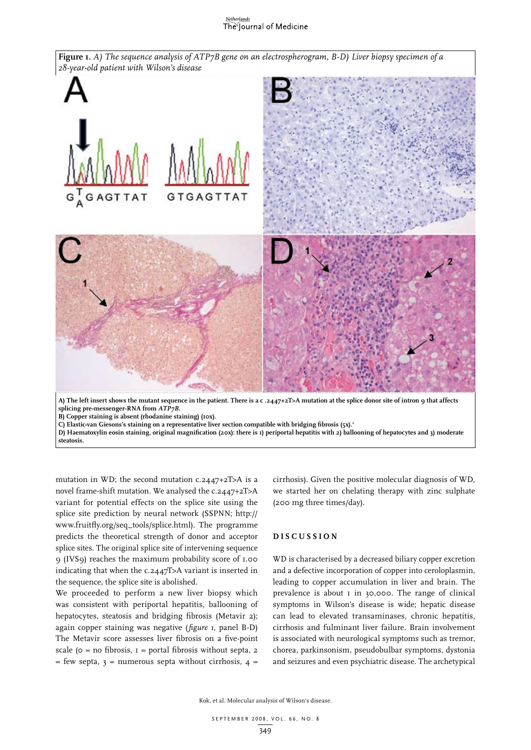**Figure 1.** *A) The sequence analysis of ATP7B gene on an electrospherogram, B-D) Liver biopsy specimen of a 28-year-old patient with Wilson's disease*

**A) The left insert shows the mutant sequence in the patient. There is a c .2447+2T>A mutation at the splice donor site of intron 9 that affects splicing pre-messenger-RNA from *ATP7B*.**
**B) Copper staining is absent (rhodanine staining) (10x).**
**C) Elastic-van Giesons's staining on a representative liver section compatible with bridging fibrosis (5x).[1]**
**D) Haematoxylin eosin staining, original magnification (20x): there is 1) periportal hepatitis with 2) ballooning of hepatocytes and 3) moderate steatosis.**

mutation in WD; the second mutation c.2447+2T>A is a novel frame-shift mutation. We analysed the c.2447+2T>A variant for potential effects on the splice site using the splice site prediction by neural network (SSPNN; http://www.fruitfly.org/seq_tools/splice.html). The programme predicts the theoretical strength of donor and acceptor splice sites. The original splice site of intervening sequence 9 (IVS9) reaches the maximum probability score of 1.00 indicating that when the c.2447T>A variant is inserted in the sequence, the splice site is abolished.

We proceeded to perform a new liver biopsy which was consistent with periportal hepatitis, ballooning of hepatocytes, steatosis and bridging fibrosis (Metavir 2); again copper staining was negative (*figure 1*, panel B-D) The Metavir score assesses liver fibrosis on a five-point scale (0 = no fibrosis, 1 = portal fibrosis without septa, 2 = few septa, 3 = numerous septa without cirrhosis, 4 = cirrhosis). Given the positive molecular diagnosis of WD, we started her on chelating therapy with zinc sulphate (200 mg three times/day).

## DISCUSSION

WD is characterised by a decreased biliary copper excretion and a defective incorporation of copper into ceroloplasmin, leading to copper accumulation in liver and brain. The prevalence is about 1 in 30,000. The range of clinical symptoms in Wilson's disease is wide; hepatic disease can lead to elevated transaminases, chronic hepatitis, cirrhosis and fulminant liver failure. Brain involvement is associated with neurological symptoms such as tremor, chorea, parkinsonism, pseudobulbar symptoms, dystonia and seizures and even psychiatric disease. The archetypical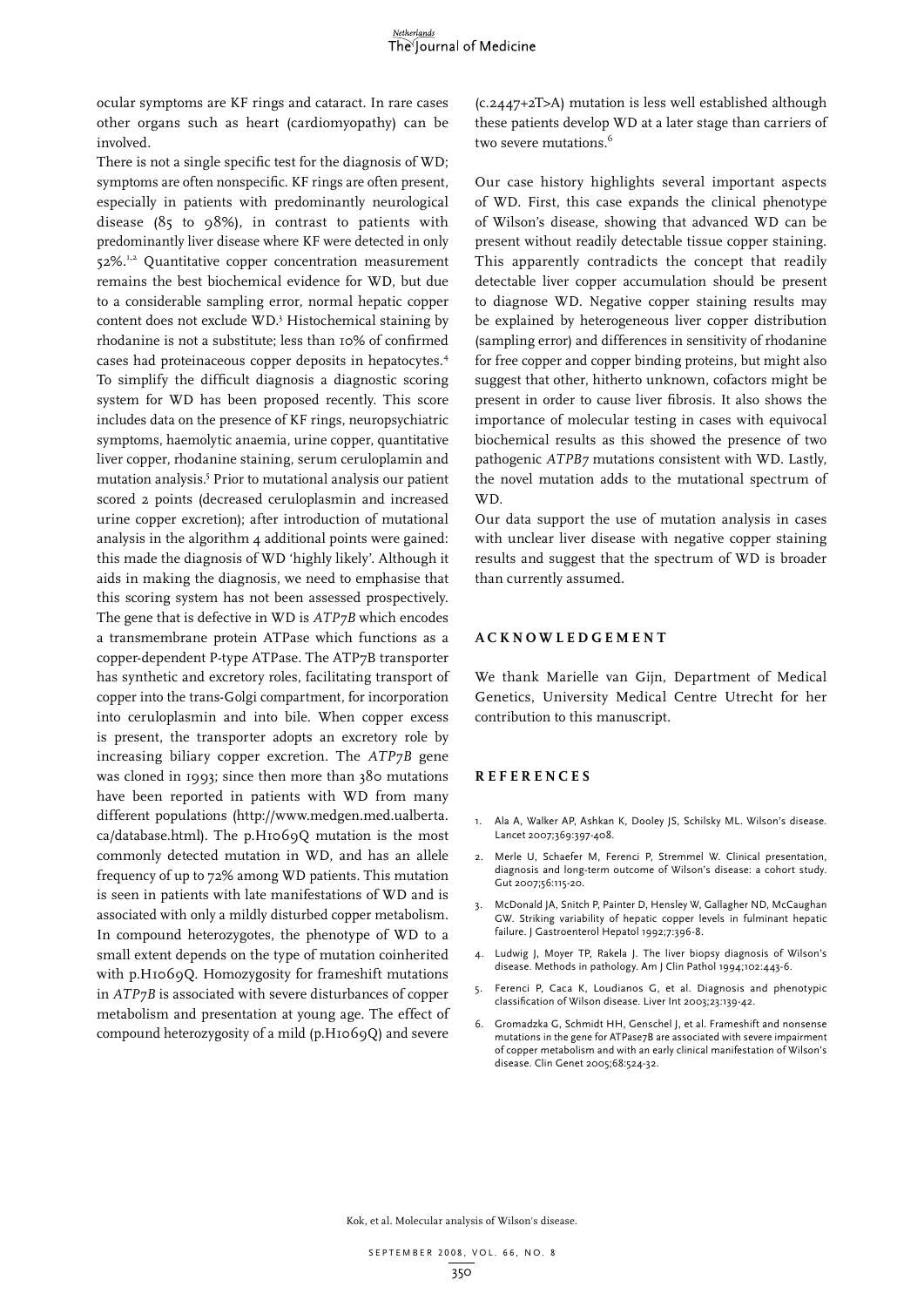ocular symptoms are KF rings and cataract. In rare cases other organs such as heart (cardiomyopathy) can be involved.

There is not a single specific test for the diagnosis of WD; symptoms are often nonspecific. KF rings are often present, especially in patients with predominantly neurological disease (85 to 98%), in contrast to patients with predominantly liver disease where KF were detected in only 52%.[1,2] Quantitative copper concentration measurement remains the best biochemical evidence for WD, but due to a considerable sampling error, normal hepatic copper content does not exclude WD.[3] Histochemical staining by rhodanine is not a substitute; less than 10% of confirmed cases had proteinaceous copper deposits in hepatocytes.[4] To simplify the difficult diagnosis a diagnostic scoring system for WD has been proposed recently. This score includes data on the presence of KF rings, neuropsychiatric symptoms, haemolytic anaemia, urine copper, quantitative liver copper, rhodanine staining, serum ceruloplasmin and mutation analysis.[5] Prior to mutational analysis our patient scored 2 points (decreased ceruloplasmin and increased urine copper excretion); after introduction of mutational analysis in the algorithm 4 additional points were gained: this made the diagnosis of WD 'highly likely'. Although it aids in making the diagnosis, we need to emphasise that this scoring system has not been assessed prospectively.

The gene that is defective in WD is *ATP7B* which encodes a transmembrane protein ATPase which functions as a copper-dependent P-type ATPase. The ATP7B transporter has synthetic and excretory roles, facilitating transport of copper into the trans-Golgi compartment, for incorporation into ceruloplasmin and into bile. When copper excess is present, the transporter adopts an excretory role by increasing biliary copper excretion. The *ATP7B* gene was cloned in 1993; since then more than 380 mutations have been reported in patients with WD from many different populations (http://www.medgen.med.ualberta.ca/database.html). The p.H1069Q mutation is the most commonly detected mutation in WD, and has an allele frequency of up to 72% among WD patients. This mutation is seen in patients with late manifestations of WD and is associated with only a mildly disturbed copper metabolism. In compound heterozygotes, the phenotype of WD to a small extent depends on the type of mutation coinherited with p.H1069Q. Homozygosity for frameshift mutations in *ATP7B* is associated with severe disturbances of copper metabolism and presentation at young age. The effect of compound heterozygosity of a mild (p.H1069Q) and severe (c.2447+2T>A) mutation is less well established although these patients develop WD at a later stage than carriers of two severe mutations.[6]

Our case history highlights several important aspects of WD. First, this case expands the clinical phenotype of Wilson's disease, showing that advanced WD can be present without readily detectable tissue copper staining. This apparently contradicts the concept that readily detectable liver copper accumulation should be present to diagnose WD. Negative copper staining results may be explained by heterogeneous liver copper distribution (sampling error) and differences in sensitivity of rhodanine for free copper and copper binding proteins, but might also suggest that other, hitherto unknown, cofactors might be present in order to cause liver fibrosis. It also shows the importance of molecular testing in cases with equivocal biochemical results as this showed the presence of two pathogenic *ATPB7* mutations consistent with WD. Lastly, the novel mutation adds to the mutational spectrum of WD.

Our data support the use of mutation analysis in cases with unclear liver disease with negative copper staining results and suggest that the spectrum of WD is broader than currently assumed.

## ACKNOWLEDGEMENT

We thank Marielle van Gijn, Department of Medical Genetics, University Medical Centre Utrecht for her contribution to this manuscript.

## REFERENCES

1. Ala A, Walker AP, Ashkan K, Dooley JS, Schilsky ML. Wilson's disease. Lancet 2007;369:397-408.
2. Merle U, Schaefer M, Ferenci P, Stremmel W. Clinical presentation, diagnosis and long-term outcome of Wilson's disease: a cohort study. Gut 2007;56:115-20.
3. McDonald JA, Snitch P, Painter D, Hensley W, Gallagher ND, McCaughan GW. Striking variability of hepatic copper levels in fulminant hepatic failure. J Gastroenterol Hepatol 1992;7:396-8.
4. Ludwig J, Moyer TP, Rakela J. The liver biopsy diagnosis of Wilson's disease. Methods in pathology. Am J Clin Pathol 1994;102:443-6.
5. Ferenci P, Caca K, Loudianos G, et al. Diagnosis and phenotypic classification of Wilson disease. Liver Int 2003;23:139-42.
6. Gromadzka G, Schmidt HH, Genschel J, et al. Frameshift and nonsense mutations in the gene for ATPase7B are associated with severe impairment of copper metabolism and with an early clinical manifestation of Wilson's disease. Clin Genet 2005;68:524-32.